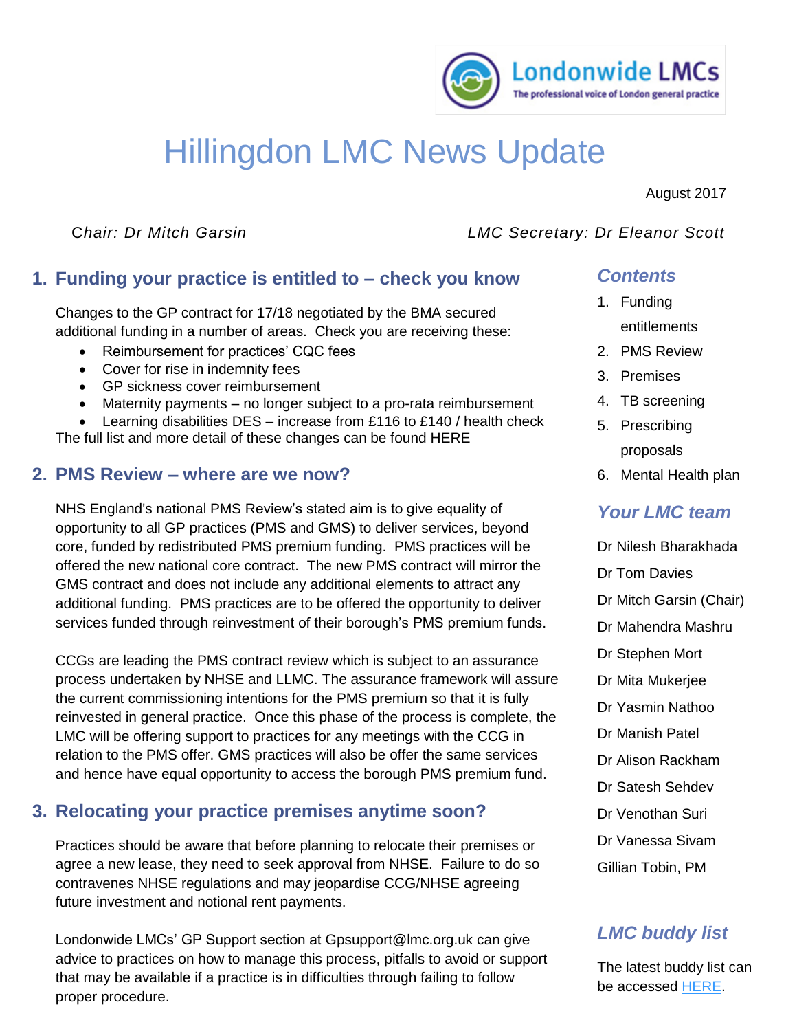Londonwide LMCs
The professional voice of London general practice

# Hillingdon LMC News Update

August 2017

*Chair: Dr Mitch Garsin* *LMC Secretary: Dr Eleanor Scott*

## 1. Funding your practice is entitled to – check you know

Changes to the GP contract for 17/18 negotiated by the BMA secured additional funding in a number of areas. Check you are receiving these:

- Reimbursement for practices' CQC fees
- Cover for rise in indemnity fees
- GP sickness cover reimbursement
- Maternity payments – no longer subject to a pro-rata reimbursement
- Learning disabilities DES – increase from £116 to £140 / health check

The full list and more detail of these changes can be found HERE

## 2. PMS Review – where are we now?

NHS England's national PMS Review's stated aim is to give equality of opportunity to all GP practices (PMS and GMS) to deliver services, beyond core, funded by redistributed PMS premium funding. PMS practices will be offered the new national core contract. The new PMS contract will mirror the GMS contract and does not include any additional elements to attract any additional funding. PMS practices are to be offered the opportunity to deliver services funded through reinvestment of their borough's PMS premium funds.

CCGs are leading the PMS contract review which is subject to an assurance process undertaken by NHSE and LLMC. The assurance framework will assure the current commissioning intentions for the PMS premium so that it is fully reinvested in general practice. Once this phase of the process is complete, the LMC will be offering support to practices for any meetings with the CCG in relation to the PMS offer. GMS practices will also be offer the same services and hence have equal opportunity to access the borough PMS premium fund.

## 3. Relocating your practice premises anytime soon?

Practices should be aware that before planning to relocate their premises or agree a new lease, they need to seek approval from NHSE. Failure to do so contravenes NHSE regulations and may jeopardise CCG/NHSE agreeing future investment and notional rent payments.

Londonwide LMCs' GP Support section at Gpsupport@lmc.org.uk can give advice to practices on how to manage this process, pitfalls to avoid or support that may be available if a practice is in difficulties through failing to follow proper procedure.

### *Contents*

1. Funding entitlements
2. PMS Review
3. Premises
4. TB screening
5. Prescribing proposals
6. Mental Health plan

### *Your LMC team*

Dr Nilesh Bharakhada
Dr Tom Davies
Dr Mitch Garsin (Chair)
Dr Mahendra Mashru
Dr Stephen Mort
Dr Mita Mukerjee
Dr Yasmin Nathoo
Dr Manish Patel
Dr Alison Rackham
Dr Satesh Sehdev
Dr Venothan Suri
Dr Vanessa Sivam
Gillian Tobin, PM

### *LMC buddy list*

The latest buddy list can be accessed HERE.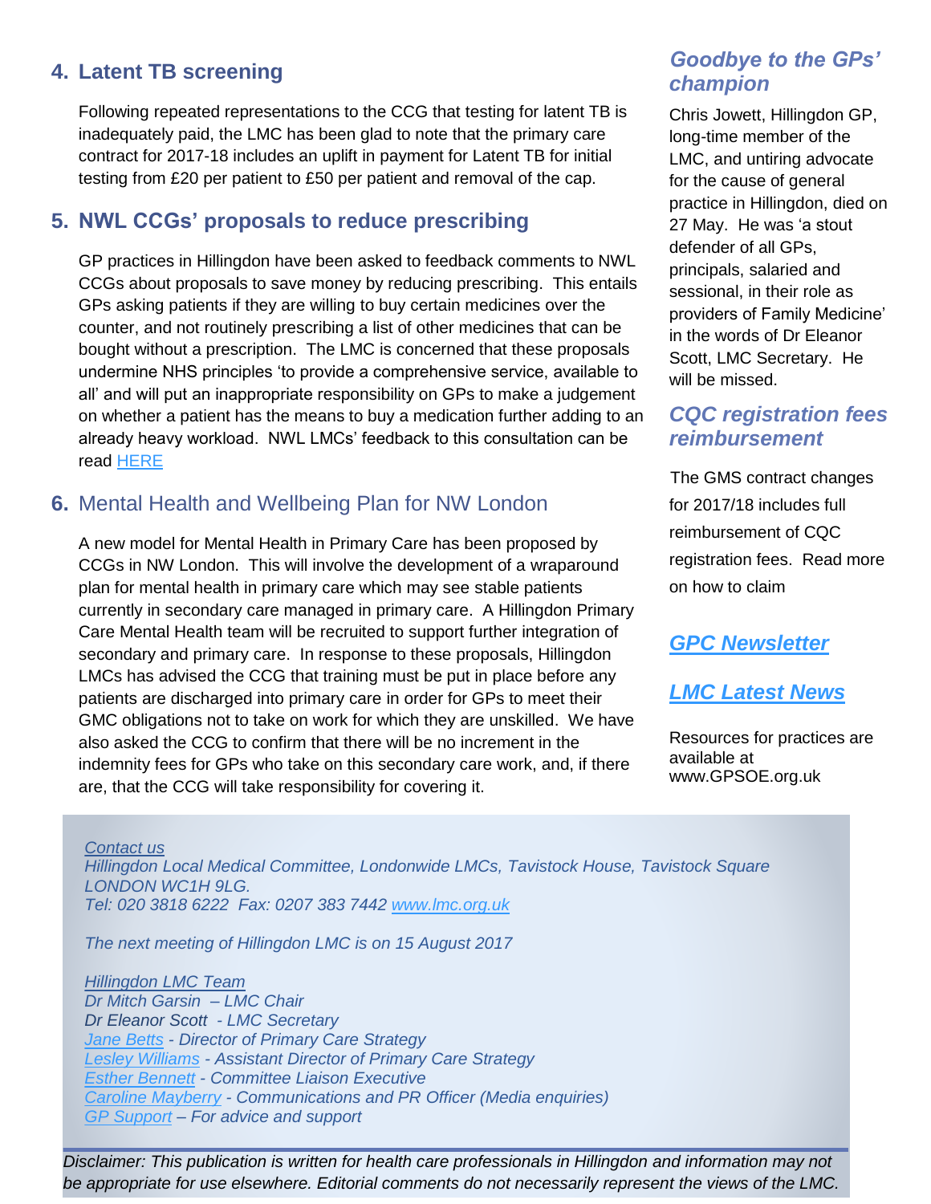## 4. Latent TB screening

Following repeated representations to the CCG that testing for latent TB is inadequately paid, the LMC has been glad to note that the primary care contract for 2017-18 includes an uplift in payment for Latent TB for initial testing from £20 per patient to £50 per patient and removal of the cap.

## 5. NWL CCGs' proposals to reduce prescribing

GP practices in Hillingdon have been asked to feedback comments to NWL CCGs about proposals to save money by reducing prescribing. This entails GPs asking patients if they are willing to buy certain medicines over the counter, and not routinely prescribing a list of other medicines that can be bought without a prescription. The LMC is concerned that these proposals undermine NHS principles 'to provide a comprehensive service, available to all' and will put an inappropriate responsibility on GPs to make a judgement on whether a patient has the means to buy a medication further adding to an already heavy workload. NWL LMCs' feedback to this consultation can be read HERE

## 6. Mental Health and Wellbeing Plan for NW London

A new model for Mental Health in Primary Care has been proposed by CCGs in NW London. This will involve the development of a wraparound plan for mental health in primary care which may see stable patients currently in secondary care managed in primary care. A Hillingdon Primary Care Mental Health team will be recruited to support further integration of secondary and primary care. In response to these proposals, Hillingdon LMCs has advised the CCG that training must be put in place before any patients are discharged into primary care in order for GPs to meet their GMC obligations not to take on work for which they are unskilled. We have also asked the CCG to confirm that there will be no increment in the indemnity fees for GPs who take on this secondary care work, and, if there are, that the CCG will take responsibility for covering it.

### *Goodbye to the GPs' champion*

Chris Jowett, Hillingdon GP, long-time member of the LMC, and untiring advocate for the cause of general practice in Hillingdon, died on 27 May. He was 'a stout defender of all GPs, principals, salaried and sessional, in their role as providers of Family Medicine' in the words of Dr Eleanor Scott, LMC Secretary. He will be missed.

### *CQC registration fees reimbursement*

The GMS contract changes for 2017/18 includes full reimbursement of CQC registration fees. Read more on how to claim

### *GPC Newsletter*

### *LMC Latest News*

Resources for practices are available at www.GPSOE.org.uk

*Contact us*
*Hillingdon Local Medical Committee, Londonwide LMCs, Tavistock House, Tavistock Square LONDON WC1H 9LG.*
*Tel: 020 3818 6222 Fax: 0207 383 7442 www.lmc.org.uk*

*The next meeting of Hillingdon LMC is on 15 August 2017*

*Hillingdon LMC Team*
*Dr Mitch Garsin – LMC Chair*
*Dr Eleanor Scott - LMC Secretary*
*Jane Betts - Director of Primary Care Strategy*
*Lesley Williams - Assistant Director of Primary Care Strategy*
*Esther Bennett - Committee Liaison Executive*
*Caroline Mayberry - Communications and PR Officer (Media enquiries)*
*GP Support – For advice and support*

*Disclaimer: This publication is written for health care professionals in Hillingdon and information may not be appropriate for use elsewhere. Editorial comments do not necessarily represent the views of the LMC.*